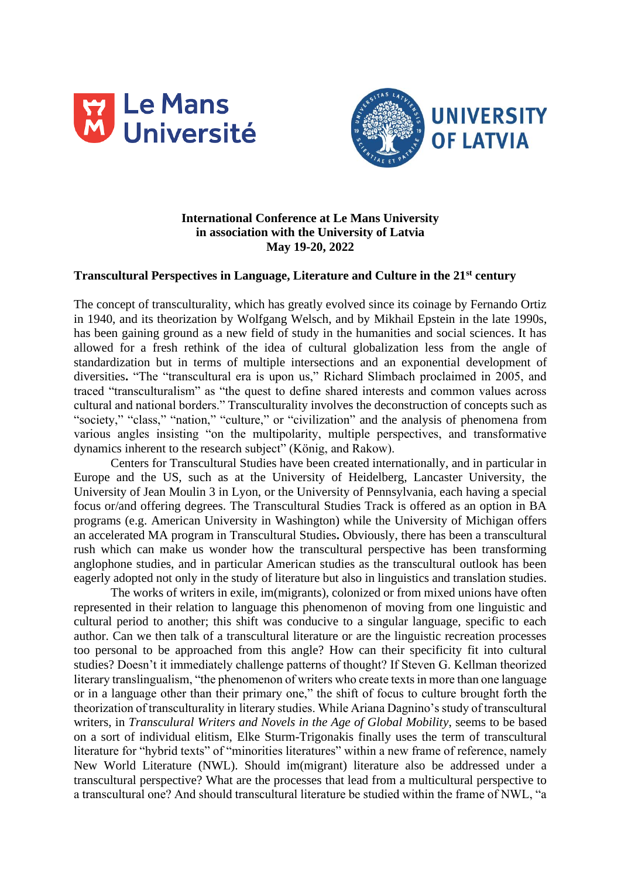**International Conference at Le Mans University**
**in association with the University of Latvia**
**May 19-20, 2022**

**Transcultural Perspectives in Language, Literature and Culture in the 21st century**

The concept of transculturality, which has greatly evolved since its coinage by Fernando Ortiz in 1940, and its theorization by Wolfgang Welsch, and by Mikhail Epstein in the late 1990s, has been gaining ground as a new field of study in the humanities and social sciences. It has allowed for a fresh rethink of the idea of cultural globalization less from the angle of standardization but in terms of multiple intersections and an exponential development of diversities**.** "The "transcultural era is upon us," Richard Slimbach proclaimed in 2005, and traced "transculturalism" as "the quest to define shared interests and common values across cultural and national borders." Transculturality involves the deconstruction of concepts such as "society," "class," "nation," "culture," or "civilization" and the analysis of phenomena from various angles insisting "on the multipolarity, multiple perspectives, and transformative dynamics inherent to the research subject" (König, and Rakow).

Centers for Transcultural Studies have been created internationally, and in particular in Europe and the US, such as at the University of Heidelberg, Lancaster University, the University of Jean Moulin 3 in Lyon, or the University of Pennsylvania, each having a special focus or/and offering degrees. The Transcultural Studies Track is offered as an option in BA programs (e.g. American University in Washington) while the University of Michigan offers an accelerated MA program in Transcultural Studies**.** Obviously, there has been a transcultural rush which can make us wonder how the transcultural perspective has been transforming anglophone studies, and in particular American studies as the transcultural outlook has been eagerly adopted not only in the study of literature but also in linguistics and translation studies.

The works of writers in exile, im(migrants), colonized or from mixed unions have often represented in their relation to language this phenomenon of moving from one linguistic and cultural period to another; this shift was conducive to a singular language, specific to each author. Can we then talk of a transcultural literature or are the linguistic recreation processes too personal to be approached from this angle? How can their specificity fit into cultural studies? Doesn't it immediately challenge patterns of thought? If Steven G. Kellman theorized literary translingualism, "the phenomenon of writers who create texts in more than one language or in a language other than their primary one," the shift of focus to culture brought forth the theorization of transculturality in literary studies. While Ariana Dagnino's study of transcultural writers, in *Transculural Writers and Novels in the Age of Global Mobility*, seems to be based on a sort of individual elitism, Elke Sturm-Trigonakis finally uses the term of transcultural literature for "hybrid texts" of "minorities literatures" within a new frame of reference, namely New World Literature (NWL). Should im(migrant) literature also be addressed under a transcultural perspective? What are the processes that lead from a multicultural perspective to a transcultural one? And should transcultural literature be studied within the frame of NWL, "a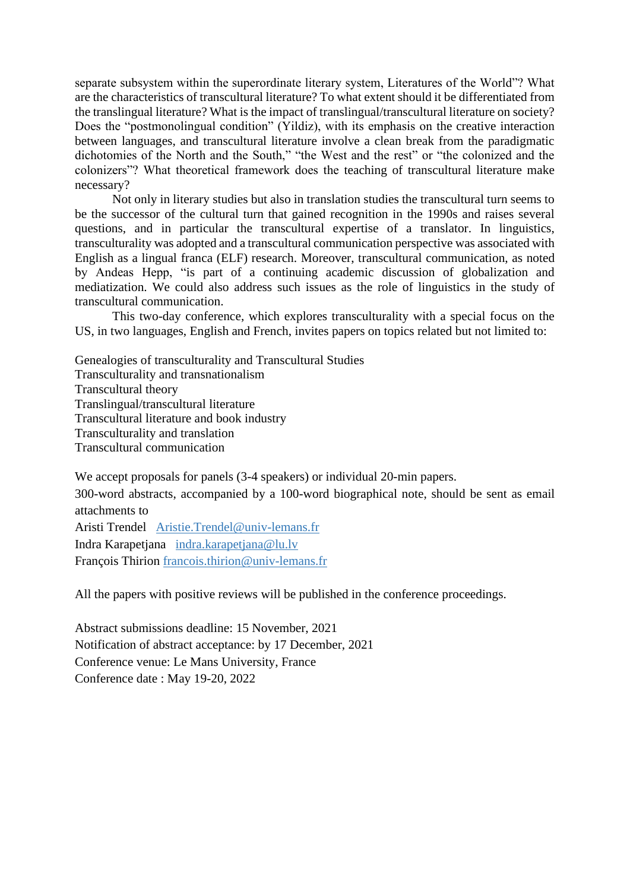separate subsystem within the superordinate literary system, Literatures of the World"? What are the characteristics of transcultural literature? To what extent should it be differentiated from the translingual literature? What is the impact of translingual/transcultural literature on society? Does the "postmonolingual condition" (Yildiz), with its emphasis on the creative interaction between languages, and transcultural literature involve a clean break from the paradigmatic dichotomies of the North and the South," "the West and the rest" or "the colonized and the colonizers"? What theoretical framework does the teaching of transcultural literature make necessary?

Not only in literary studies but also in translation studies the transcultural turn seems to be the successor of the cultural turn that gained recognition in the 1990s and raises several questions, and in particular the transcultural expertise of a translator. In linguistics, transculturality was adopted and a transcultural communication perspective was associated with English as a lingual franca (ELF) research. Moreover, transcultural communication, as noted by Andeas Hepp, "is part of a continuing academic discussion of globalization and mediatization. We could also address such issues as the role of linguistics in the study of transcultural communication.

This two-day conference, which explores transculturality with a special focus on the US, in two languages, English and French, invites papers on topics related but not limited to:

Genealogies of transculturality and Transcultural Studies
Transculturality and transnationalism
Transcultural theory
Translingual/transcultural literature
Transcultural literature and book industry
Transculturality and translation
Transcultural communication

We accept proposals for panels (3-4 speakers) or individual 20-min papers.

300-word abstracts, accompanied by a 100-word biographical note, should be sent as email attachments to

Aristi Trendel [Aristie.Trendel@univ-lemans.fr](mailto:Aristie.Trendel@univ-lemans.fr)
Indra Karapetjana [indra.karapetjana@lu.lv](mailto:indra.karapetjana@lu.lv)
François Thirion [francois.thirion@univ-lemans.fr](mailto:francois.thirion@univ-lemans.fr)

All the papers with positive reviews will be published in the conference proceedings.

Abstract submissions deadline: 15 November, 2021
Notification of abstract acceptance: by 17 December, 2021
Conference venue: Le Mans University, France
Conference date : May 19-20, 2022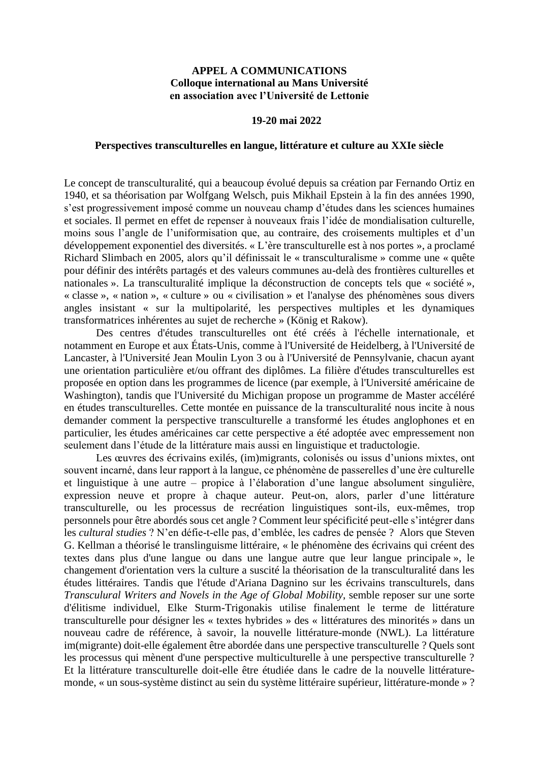**APPEL A COMMUNICATIONS**
**Colloque international au Mans Université**
**en association avec l'Université de Lettonie**

**19-20 mai 2022**

**Perspectives transculturelles en langue, littérature et culture au XXIe siècle**

Le concept de transculturalité, qui a beaucoup évolué depuis sa création par Fernando Ortiz en 1940, et sa théorisation par Wolfgang Welsch, puis Mikhail Epstein à la fin des années 1990, s'est progressivement imposé comme un nouveau champ d'études dans les sciences humaines et sociales. Il permet en effet de repenser à nouveaux frais l'idée de mondialisation culturelle, moins sous l'angle de l'uniformisation que, au contraire, des croisements multiples et d'un développement exponentiel des diversités. « L'ère transculturelle est à nos portes », a proclamé Richard Slimbach en 2005, alors qu'il définissait le « transculturalisme » comme une « quête pour définir des intérêts partagés et des valeurs communes au-delà des frontières culturelles et nationales ». La transculturalité implique la déconstruction de concepts tels que « société », « classe », « nation », « culture » ou « civilisation » et l'analyse des phénomènes sous divers angles insistant « sur la multipolarité, les perspectives multiples et les dynamiques transformatrices inhérentes au sujet de recherche » (König et Rakow).

Des centres d'études transculturelles ont été créés à l'échelle internationale, et notamment en Europe et aux États-Unis, comme à l'Université de Heidelberg, à l'Université de Lancaster, à l'Université Jean Moulin Lyon 3 ou à l'Université de Pennsylvanie, chacun ayant une orientation particulière et/ou offrant des diplômes. La filière d'études transculturelles est proposée en option dans les programmes de licence (par exemple, à l'Université américaine de Washington), tandis que l'Université du Michigan propose un programme de Master accéléré en études transculturelles. Cette montée en puissance de la transculturalité nous incite à nous demander comment la perspective transculturelle a transformé les études anglophones et en particulier, les études américaines car cette perspective a été adoptée avec empressement non seulement dans l'étude de la littérature mais aussi en linguistique et traductologie.

Les œuvres des écrivains exilés, (im)migrants, colonisés ou issus d'unions mixtes, ont souvent incarné, dans leur rapport à la langue, ce phénomène de passerelles d'une ère culturelle et linguistique à une autre – propice à l'élaboration d'une langue absolument singulière, expression neuve et propre à chaque auteur. Peut-on, alors, parler d'une littérature transculturelle, ou les processus de recréation linguistiques sont-ils, eux-mêmes, trop personnels pour être abordés sous cet angle ? Comment leur spécificité peut-elle s'intégrer dans les *cultural studies* ? N'en défie-t-elle pas, d'emblée, les cadres de pensée ? Alors que Steven G. Kellman a théorisé le translinguisme littéraire, « le phénomène des écrivains qui créent des textes dans plus d'une langue ou dans une langue autre que leur langue principale », le changement d'orientation vers la culture a suscité la théorisation de la transculturalité dans les études littéraires. Tandis que l'étude d'Ariana Dagnino sur les écrivains transculturels, dans *Transcular Writers and Novels in the Age of Global Mobility*, semble reposer sur une sorte d'élitisme individuel, Elke Sturm-Trigonakis utilise finalement le terme de littérature transculturelle pour désigner les « textes hybrides » des « littératures des minorités » dans un nouveau cadre de référence, à savoir, la nouvelle littérature-monde (NWL). La littérature im(migrante) doit-elle également être abordée dans une perspective transculturelle ? Quels sont les processus qui mènent d'une perspective multiculturelle à une perspective transculturelle ? Et la littérature transculturelle doit-elle être étudiée dans le cadre de la nouvelle littérature-monde, « un sous-système distinct au sein du système littéraire supérieur, littérature-monde » ?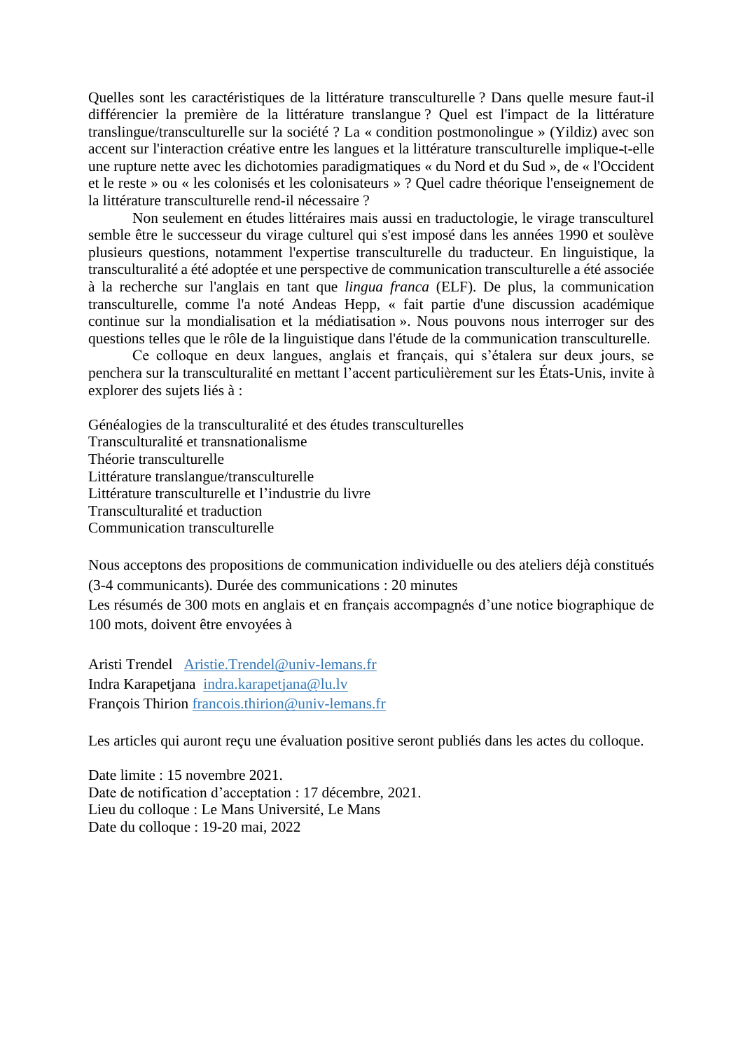Quelles sont les caractéristiques de la littérature transculturelle ? Dans quelle mesure faut-il différencier la première de la littérature translangue ? Quel est l'impact de la littérature translingue/transculturelle sur la société ? La « condition postmonolingue » (Yildiz) avec son accent sur l'interaction créative entre les langues et la littérature transculturelle implique-t-elle une rupture nette avec les dichotomies paradigmatiques « du Nord et du Sud », de « l'Occident et le reste » ou « les colonisés et les colonisateurs » ? Quel cadre théorique l'enseignement de la littérature transculturelle rend-il nécessaire ?

Non seulement en études littéraires mais aussi en traductologie, le virage transculturel semble être le successeur du virage culturel qui s'est imposé dans les années 1990 et soulève plusieurs questions, notamment l'expertise transculturelle du traducteur. En linguistique, la transculturalité a été adoptée et une perspective de communication transculturelle a été associée à la recherche sur l'anglais en tant que *lingua franca* (ELF). De plus, la communication transculturelle, comme l'a noté Andeas Hepp, « fait partie d'une discussion académique continue sur la mondialisation et la médiatisation ». Nous pouvons nous interroger sur des questions telles que le rôle de la linguistique dans l'étude de la communication transculturelle.

Ce colloque en deux langues, anglais et français, qui s'étalera sur deux jours, se penchera sur la transculturalité en mettant l'accent particulièrement sur les États-Unis, invite à explorer des sujets liés à :

Généalogies de la transculturalité et des études transculturelles
Transculturalité et transnationalisme
Théorie transculturelle
Littérature translangue/transculturelle
Littérature transculturelle et l'industrie du livre
Transculturalité et traduction
Communication transculturelle

Nous acceptons des propositions de communication individuelle ou des ateliers déjà constitués (3-4 communicants). Durée des communications : 20 minutes
Les résumés de 300 mots en anglais et en français accompagnés d'une notice biographique de 100 mots, doivent être envoyées à

Aristi Trendel Aristie.Trendel@univ-lemans.fr
Indra Karapetjana indra.karapetjana@lu.lv
François Thirion francois.thirion@univ-lemans.fr

Les articles qui auront reçu une évaluation positive seront publiés dans les actes du colloque.

Date limite : 15 novembre 2021.
Date de notification d'acceptation : 17 décembre, 2021.
Lieu du colloque : Le Mans Université, Le Mans
Date du colloque : 19-20 mai, 2022